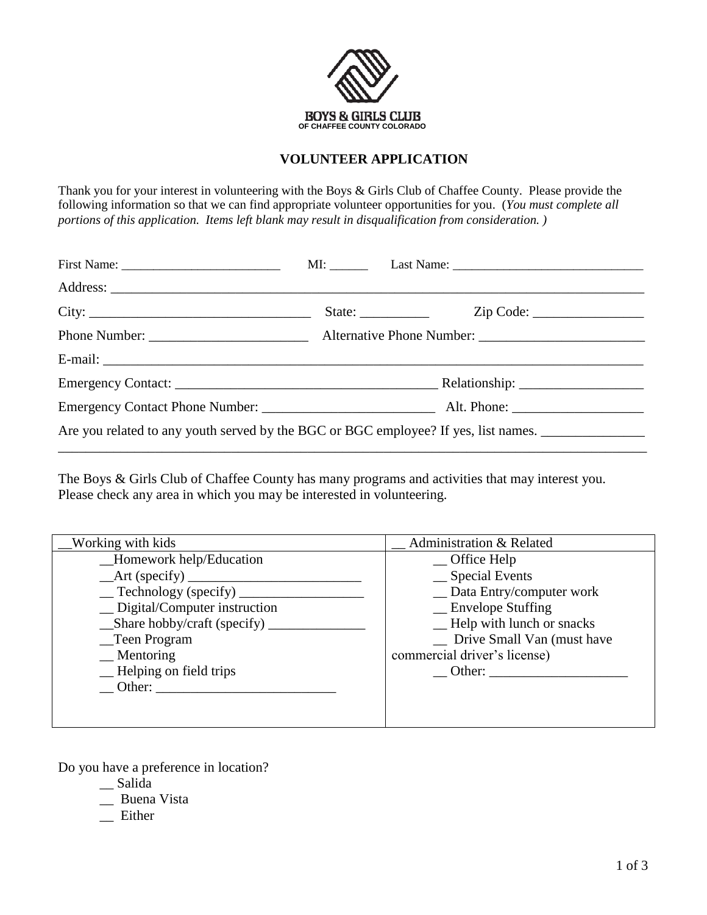BOYS & GIRLS CLUB
OF CHAFFEE COUNTY COLORADO

## VOLUNTEER APPLICATION

Thank you for your interest in volunteering with the Boys & Girls Club of Chaffee County. Please provide the following information so that we can find appropriate volunteer opportunities for you. (*You must complete all portions of this application. Items left blank may result in disqualification from consideration.* )

First Name: _________________________ MI: ______ Last Name: _____________________________

Address: ______________________________________________________________________________

City: _________________________________ State: __________ Zip Code: ________________

Phone Number: _______________________ Alternative Phone Number: ________________________

E-mail: _______________________________________________________________________________

Emergency Contact: ______________________________________ Relationship: __________________

Emergency Contact Phone Number: _________________________ Alt. Phone: ___________________

Are you related to any youth served by the BGC or BGC employee? If yes, list names. _______________
_______________________________________________________________________________________

The Boys & Girls Club of Chaffee County has many programs and activities that may interest you. Please check any area in which you may be interested in volunteering.

| __Working with kids | __ Administration & Related |
|---|---|
| __Homework help/Education<br>__Art (specify) _________________________<br>__ Technology (specify) __________________<br>__ Digital/Computer instruction<br>__Share hobby/craft (specify) ______________<br>__Teen Program<br>__ Mentoring<br>__ Helping on field trips<br>__ Other: __________________________ | __ Office Help<br>__ Special Events<br>__ Data Entry/computer work<br>__ Envelope Stuffing<br>__ Help with lunch or snacks<br>__ Drive Small Van (must have commercial driver's license)<br>__ Other: ____________________ |

Do you have a preference in location?

- __ Salida
- __ Buena Vista
- __ Either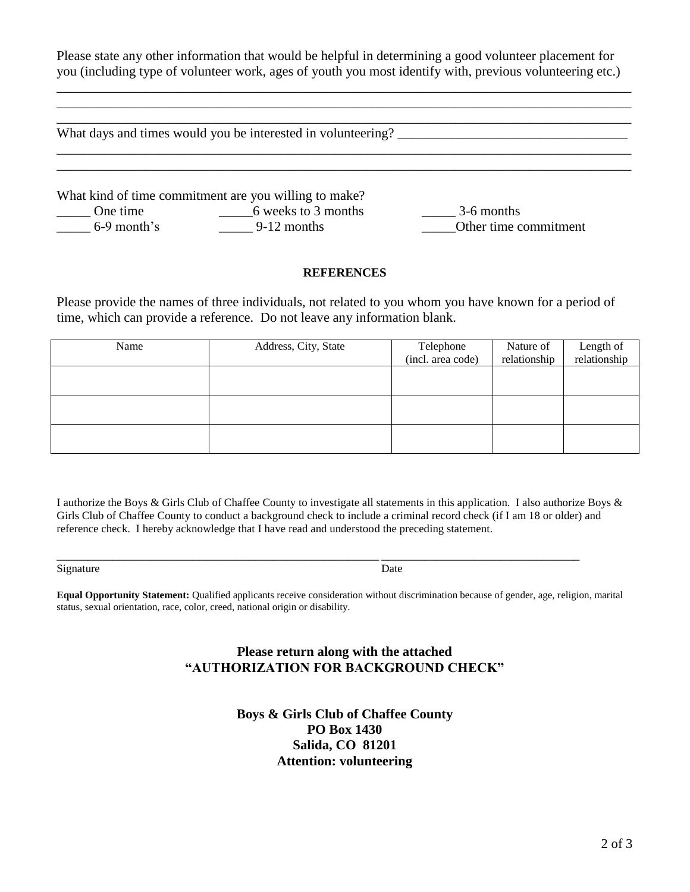Please state any other information that would be helpful in determining a good volunteer placement for you (including type of volunteer work, ages of youth you most identify with, previous volunteering etc.)

_______________________________________________________________________________________

_______________________________________________________________________________________

_______________________________________________________________________________________

What days and times would you be interested in volunteering? ________________________________

_______________________________________________________________________________________

_______________________________________________________________________________________

What kind of time commitment are you willing to make?

_____ One time _____6 weeks to 3 months _____ 3-6 months

_____ 6-9 month's _____ 9-12 months _____Other time commitment

**REFERENCES**

Please provide the names of three individuals, not related to you whom you have known for a period of time, which can provide a reference. Do not leave any information blank.

| Name | Address, City, State | Telephone (incl. area code) | Nature of relationship | Length of relationship |
|---|---|---|---|---|
| | | | | |
| | | | | |
| | | | | |

I authorize the Boys & Girls Club of Chaffee County to investigate all statements in this application. I also authorize Boys & Girls Club of Chaffee County to conduct a background check to include a criminal record check (if I am 18 or older) and reference check. I hereby acknowledge that I have read and understood the preceding statement.

_______________________________________________ ______________________________

Signature Date

**Equal Opportunity Statement:** Qualified applicants receive consideration without discrimination because of gender, age, religion, marital status, sexual orientation, race, color, creed, national origin or disability.

**Please return along with the attached "AUTHORIZATION FOR BACKGROUND CHECK"**

**Boys & Girls Club of Chaffee County**
**PO Box 1430**
**Salida, CO 81201**
**Attention: volunteering**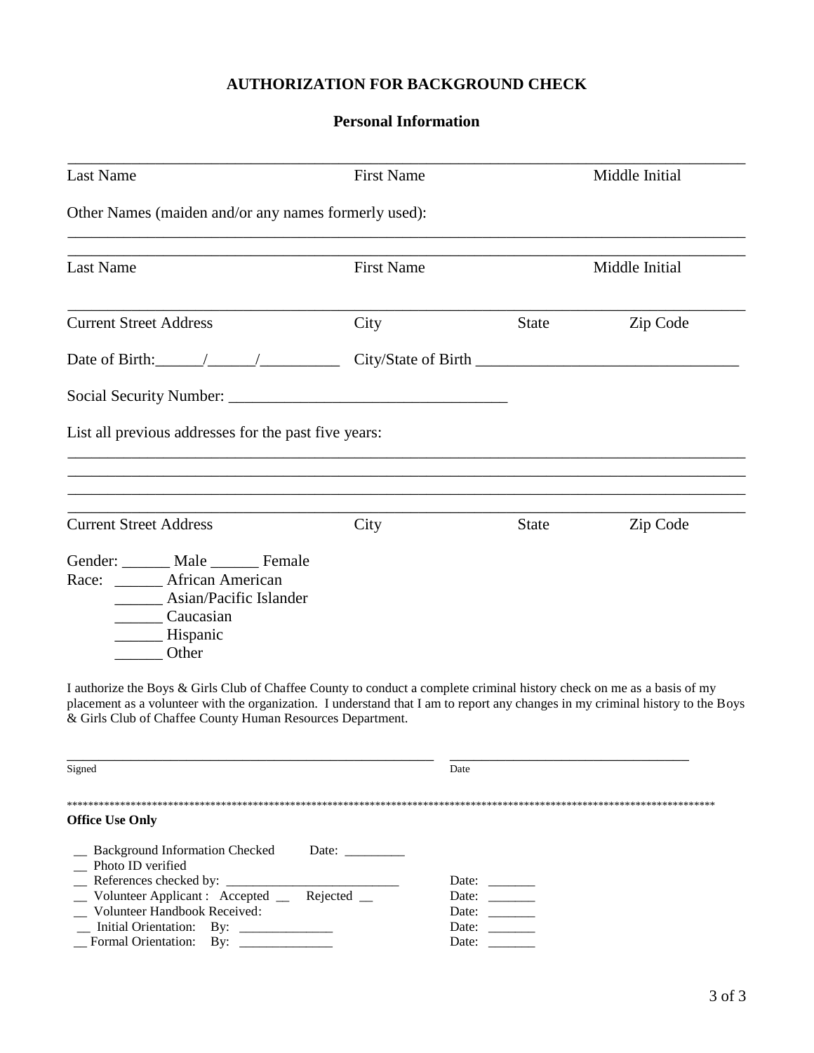## AUTHORIZATION FOR BACKGROUND CHECK

### Personal Information

______________________________________________________________________________

Last Name                                        First Name                                        Middle Initial

Other Names (maiden and/or any names formerly used):

______________________________________________________________________________

______________________________________________________________________________

Last Name                                        First Name                                        Middle Initial

______________________________________________________________________________

Current Street Address                                        City                    State                    Zip Code

Date of Birth:______/______/__________    City/State of Birth ________________________________

Social Security Number: __________________________________

List all previous addresses for the past five years:

______________________________________________________________________________

______________________________________________________________________________

______________________________________________________________________________

______________________________________________________________________________

Current Street Address                                        City                    State                    Zip Code

Gender: ______ Male ______ Female

Race: ______ African American
______ Asian/Pacific Islander
______ Caucasian
______ Hispanic
______ Other

I authorize the Boys & Girls Club of Chaffee County to conduct a complete criminal history check on me as a basis of my placement as a volunteer with the organization. I understand that I am to report any changes in my criminal history to the Boys & Girls Club of Chaffee County Human Resources Department.

__________________________________________________    ________________________________

Signed                                                                                                        Date

*******************************************************************************************************************

**Office Use Only**

__ Background Information Checked    Date: _________
__ Photo ID verified
__ References checked by: __________________________    Date: _______
__ Volunteer Applicant : Accepted __ Rejected __    Date: _______
__ Volunteer Handbook Received:    Date: _______
__ Initial Orientation: By: ______________    Date: _______
__ Formal Orientation: By: ______________    Date: _______